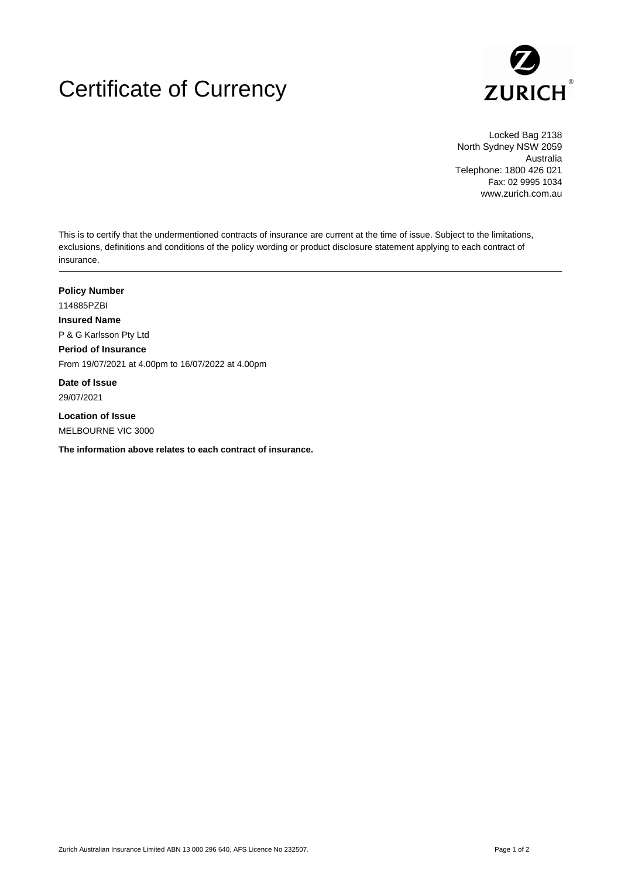# Certificate of Currency

ZURICH

Locked Bag 2138
North Sydney NSW 2059
Australia
Telephone: 1800 426 021
Fax: 02 9995 1034
www.zurich.com.au

This is to certify that the undermentioned contracts of insurance are current at the time of issue. Subject to the limitations, exclusions, definitions and conditions of the policy wording or product disclosure statement applying to each contract of insurance.

---

**Policy Number**

114885PZBI

**Insured Name**

P & G Karlsson Pty Ltd

**Period of Insurance**

From 19/07/2021 at 4.00pm to 16/07/2022 at 4.00pm

**Date of Issue**

29/07/2021

**Location of Issue**

MELBOURNE VIC 3000

**The information above relates to each contract of insurance.**

Zurich Australian Insurance Limited ABN 13 000 296 640, AFS Licence No 232507.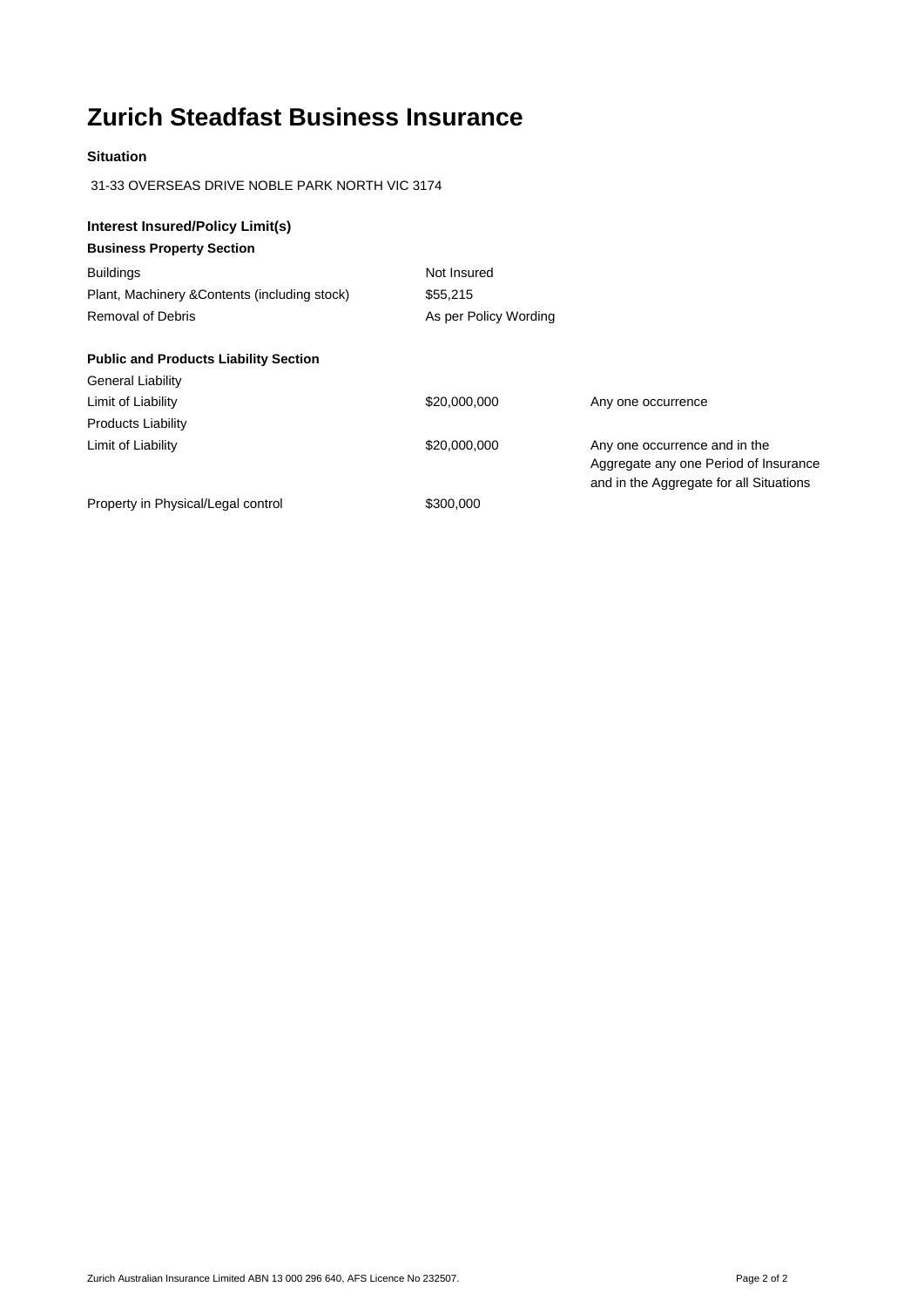# Zurich Steadfast Business Insurance

**Situation**

31-33 OVERSEAS DRIVE NOBLE PARK NORTH VIC 3174

**Interest Insured/Policy Limit(s)**

**Business Property Section**

| | | |
|---|---|---|
| Buildings | Not Insured | |
| Plant, Machinery &Contents (including stock) | $55,215 | |
| Removal of Debris | As per Policy Wording | |

**Public and Products Liability Section**

| | | |
|---|---|---|
| General Liability | | |
| Limit of Liability | $20,000,000 | Any one occurrence |
| Products Liability | | |
| Limit of Liability | $20,000,000 | Any one occurrence and in the Aggregate any one Period of Insurance and in the Aggregate for all Situations |
| Property in Physical/Legal control | $300,000 | |

Zurich Australian Insurance Limited ABN 13 000 296 640, AFS Licence No 232507.